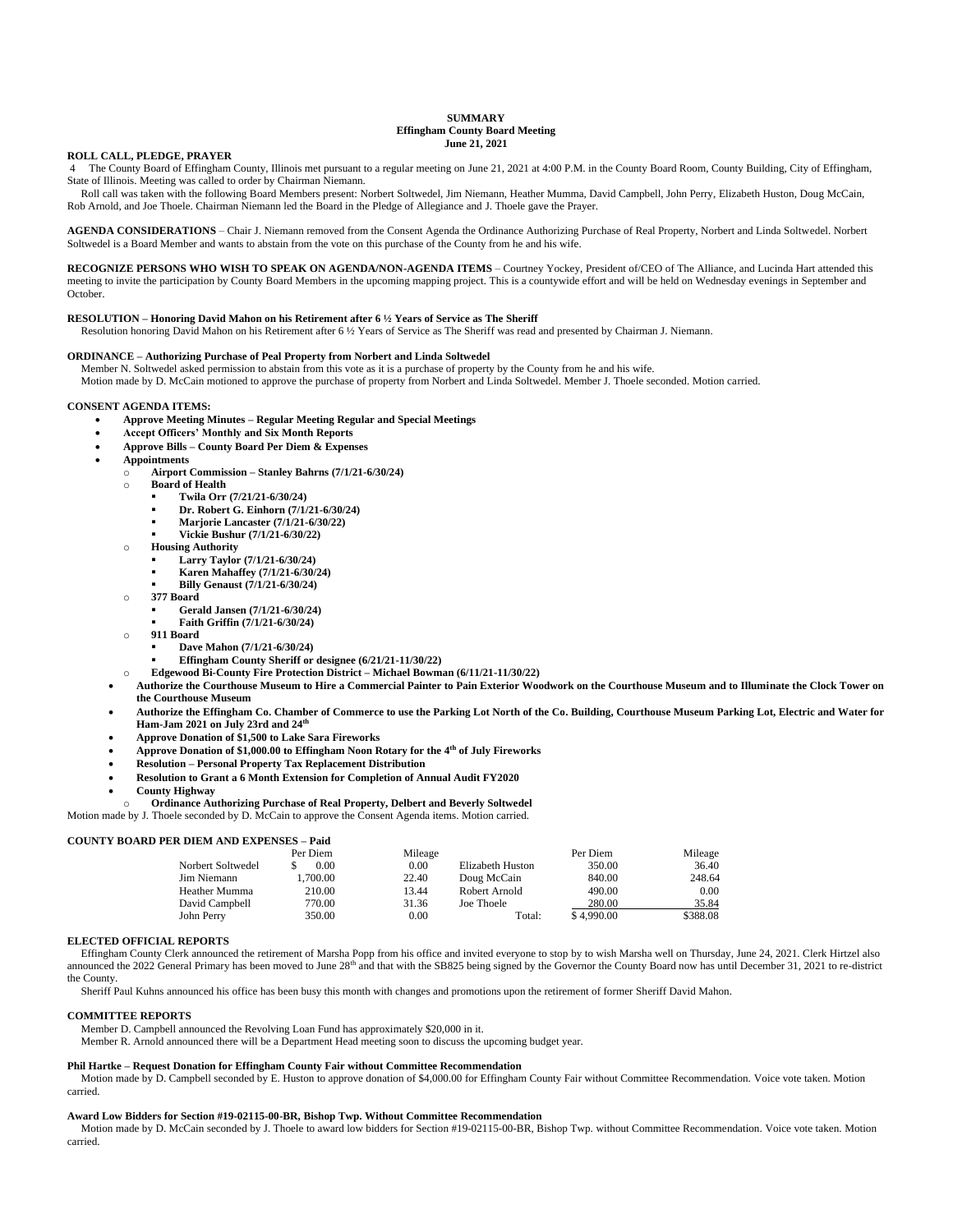**SUMMARY**
**Effingham County Board Meeting**
**June 21, 2021**

**ROLL CALL, PLEDGE, PRAYER**

4 The County Board of Effingham County, Illinois met pursuant to a regular meeting on June 21, 2021 at 4:00 P.M. in the County Board Room, County Building, City of Effingham, State of Illinois. Meeting was called to order by Chairman Niemann.

Roll call was taken with the following Board Members present: Norbert Soltwedel, Jim Niemann, Heather Mumma, David Campbell, John Perry, Elizabeth Huston, Doug McCain, Rob Arnold, and Joe Thoele. Chairman Niemann led the Board in the Pledge of Allegiance and J. Thoele gave the Prayer.

**AGENDA CONSIDERATIONS** – Chair J. Niemann removed from the Consent Agenda the Ordinance Authorizing Purchase of Real Property, Norbert and Linda Soltwedel. Norbert Soltwedel is a Board Member and wants to abstain from the vote on this purchase of the County from he and his wife.

**RECOGNIZE PERSONS WHO WISH TO SPEAK ON AGENDA/NON-AGENDA ITEMS** – Courtney Yockey, President of/CEO of The Alliance, and Lucinda Hart attended this meeting to invite the participation by County Board Members in the upcoming mapping project. This is a countywide effort and will be held on Wednesday evenings in September and October.

**RESOLUTION – Honoring David Mahon on his Retirement after 6 ½ Years of Service as The Sheriff**

Resolution honoring David Mahon on his Retirement after 6 ½ Years of Service as The Sheriff was read and presented by Chairman J. Niemann.

**ORDINANCE – Authorizing Purchase of Peal Property from Norbert and Linda Soltwedel**

Member N. Soltwedel asked permission to abstain from this vote as it is a purchase of property by the County from he and his wife.

Motion made by D. McCain motioned to approve the purchase of property from Norbert and Linda Soltwedel. Member J. Thoele seconded. Motion carried.

**CONSENT AGENDA ITEMS:**

- **Approve Meeting Minutes – Regular Meeting Regular and Special Meetings**
- **Accept Officers' Monthly and Six Month Reports**
- **Approve Bills – County Board Per Diem & Expenses**
- **Appointments**
  - **Airport Commission – Stanley Bahrns (7/1/21-6/30/24)**
  - **Board of Health**
    - **Twila Orr (7/21/21-6/30/24)**
    - **Dr. Robert G. Einhorn (7/1/21-6/30/24)**
    - **Marjorie Lancaster (7/1/21-6/30/22)**
    - **Vickie Bushur (7/1/21-6/30/22)**
  - **Housing Authority**
    - **Larry Taylor (7/1/21-6/30/24)**
    - **Karen Mahaffey (7/1/21-6/30/24)**
    - **Billy Genaust (7/1/21-6/30/24)**
  - **377 Board**
    - **Gerald Jansen (7/1/21-6/30/24)**
    - **Faith Griffin (7/1/21-6/30/24)**
  - **911 Board**
    - **Dave Mahon (7/1/21-6/30/24)**
    - **Effingham County Sheriff or designee (6/21/21-11/30/22)**
  - **Edgewood Bi-County Fire Protection District – Michael Bowman (6/11/21-11/30/22)**
- **Authorize the Courthouse Museum to Hire a Commercial Painter to Pain Exterior Woodwork on the Courthouse Museum and to Illuminate the Clock Tower on the Courthouse Museum**
- **Authorize the Effingham Co. Chamber of Commerce to use the Parking Lot North of the Co. Building, Courthouse Museum Parking Lot, Electric and Water for Ham-Jam 2021 on July 23rd and 24th**
- **Approve Donation of $1,500 to Lake Sara Fireworks**
- **Approve Donation of $1,000.00 to Effingham Noon Rotary for the 4th of July Fireworks**
- **Resolution – Personal Property Tax Replacement Distribution**
- **Resolution to Grant a 6 Month Extension for Completion of Annual Audit FY2020**
- **County Highway**
  - **Ordinance Authorizing Purchase of Real Property, Delbert and Beverly Soltwedel**

Motion made by J. Thoele seconded by D. McCain to approve the Consent Agenda items. Motion carried.

**COUNTY BOARD PER DIEM AND EXPENSES – Paid**

| | Per Diem | Mileage | | Per Diem | Mileage |
|---|---|---|---|---|---|
| Norbert Soltwedel | $ 0.00 | 0.00 | Elizabeth Huston | 350.00 | 36.40 |
| Jim Niemann | 1,700.00 | 22.40 | Doug McCain | 840.00 | 248.64 |
| Heather Mumma | 210.00 | 13.44 | Robert Arnold | 490.00 | 0.00 |
| David Campbell | 770.00 | 31.36 | Joe Thoele | 280.00 | 35.84 |
| John Perry | 350.00 | 0.00 | Total: | $ 4,990.00 | $388.08 |

**ELECTED OFFICIAL REPORTS**

Effingham County Clerk announced the retirement of Marsha Popp from his office and invited everyone to stop by to wish Marsha well on Thursday, June 24, 2021. Clerk Hirtzel also announced the 2022 General Primary has been moved to June 28th and that with the SB825 being signed by the Governor the County Board now has until December 31, 2021 to re-district the County.

Sheriff Paul Kuhns announced his office has been busy this month with changes and promotions upon the retirement of former Sheriff David Mahon.

**COMMITTEE REPORTS**

Member D. Campbell announced the Revolving Loan Fund has approximately $20,000 in it.

Member R. Arnold announced there will be a Department Head meeting soon to discuss the upcoming budget year.

**Phil Hartke – Request Donation for Effingham County Fair without Committee Recommendation**

Motion made by D. Campbell seconded by E. Huston to approve donation of $4,000.00 for Effingham County Fair without Committee Recommendation. Voice vote taken. Motion carried.

**Award Low Bidders for Section #19-02115-00-BR, Bishop Twp. Without Committee Recommendation**

Motion made by D. McCain seconded by J. Thoele to award low bidders for Section #19-02115-00-BR, Bishop Twp. without Committee Recommendation. Voice vote taken. Motion carried.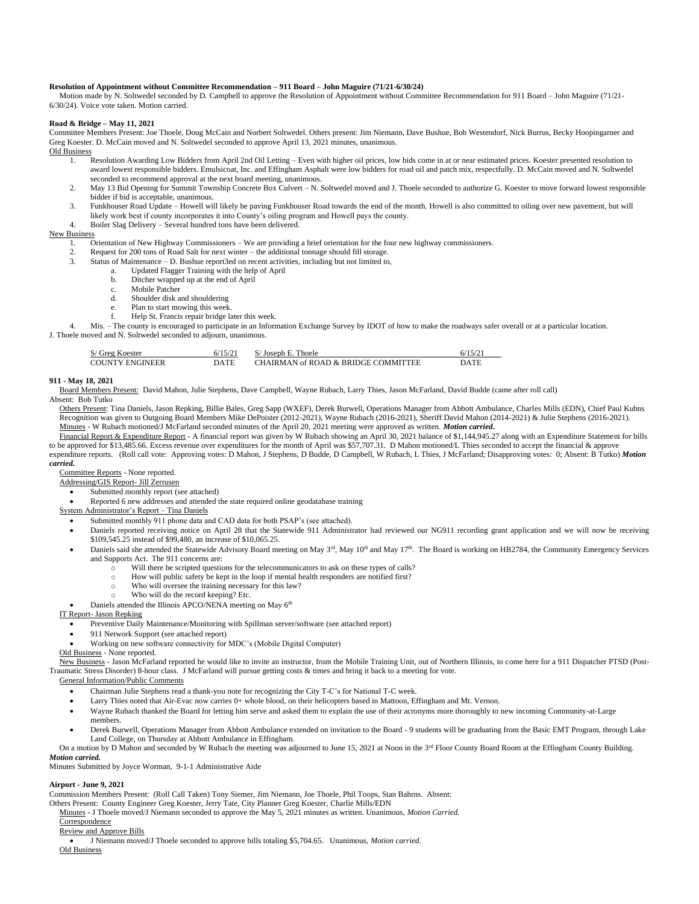**Resolution of Appointment without Committee Recommendation – 911 Board – John Maguire (71/21-6/30/24)**

Motion made by N. Soltwedel seconded by D. Campbell to approve the Resolution of Appointment without Committee Recommendation for 911 Board – John Maguire (71/21-6/30/24). Voice vote taken. Motion carried.

**Road & Bridge – May 11, 2021**

Committee Members Present: Joe Thoele, Doug McCain and Norbert Soltwedel. Others present: Jim Niemann, Dave Bushue, Bob Westendorf, Nick Burrus, Becky Hoopingarner and Greg Koester. D. McCain moved and N. Soltwedel seconded to approve April 13, 2021 minutes, unanimous.

Old Business

1. Resolution Awarding Low Bidders from April 2nd Oil Letting – Even with higher oil prices, low bids come in at or near estimated prices. Koester presented resolution to award lowest responsible bidders. Emulsicoat, Inc. and Effingham Asphalt were low bidders for road oil and patch mix, respectfully. D. McCain moved and N. Soltwedel seconded to recommend approval at the next board meeting, unanimous.
2. May 13 Bid Opening for Summit Township Concrete Box Culvert – N. Soltwedel moved and J. Thoele seconded to authorize G. Koester to move forward lowest responsible bidder if bid is acceptable, unanimous.
3. Funkhouser Road Update – Howell will likely be paving Funkhouser Road towards the end of the month. Howell is also committed to oiling over new pavement, but will likely work best if county incorporates it into County's oiling program and Howell pays the county.
4. Boiler Slag Delivery – Several hundred tons have been delivered.

New Business

1. Orientation of New Highway Commissioners – We are providing a brief orientation for the four new highway commissioners.
2. Request for 200 tons of Road Salt for next winter – the additional tonnage should fill storage.
3. Status of Maintenance – D. Bushue report3ed on recent activities, including but not limited to,
   a. Updated Flagger Training with the help of April
   b. Ditcher wrapped up at the end of April
   c. Mobile Patcher
   d. Shoulder disk and shouldering
   e. Plan to start mowing this week.
   f. Help St. Francis repair bridge later this week.
4. Mis. – The county is encouraged to participate in an Information Exchange Survey by IDOT of how to make the roadways safer overall or at a particular location.

J. Thoele moved and N. Soltwedel seconded to adjourn, unanimous.

| S/ Greg Koester | 6/15/21 | S/ Joseph E. Thoele | 6/15/21 |
|---|---|---|---|
| COUNTY ENGINEER | DATE | CHAIRMAN of ROAD & BRIDGE COMMITTEE | DATE |

**911 - May 18, 2021**

Board Members Present: David Mahon, Julie Stephens, Dave Campbell, Wayne Rubach, Larry Thies, Jason McFarland, David Budde (came after roll call)
Absent: Bob Tutko

Others Present: Tina Daniels, Jason Repking, Billie Bales, Greg Sapp (WXEF), Derek Burwell, Operations Manager from Abbott Ambulance, Charles Mills (EDN), Chief Paul Kuhns
Recognition was given to Outgoing Board Members Mike DePoister (2012-2021), Wayne Rubach (2016-2021), Sheriff David Mahon (2014-2021) & Julie Stephens (2016-2021).
Minutes - W Rubach motioned/J McFarland seconded minutes of the April 20, 2021 meeting were approved as written. ***Motion carried.***

Financial Report & Expenditure Report - A financial report was given by W Rubach showing an April 30, 2021 balance of $1,144,945.27 along with an Expenditure Statement for bills to be approved for $13,485.66. Excess revenue over expenditures for the month of April was $57,707.31. D Mahon motioned/L Thies seconded to accept the financial & approve expenditure reports. (Roll call vote: Approving votes: D Mahon, J Stephens, D Budde, D Campbell, W Rubach, L Thies, J McFarland; Disapproving votes: 0; Absent: B Tutko) ***Motion carried.***

Committee Reports - None reported.

Addressing/GIS Report- Jill Zerrusen

- Submitted monthly report (see attached)
- Reported 6 new addresses and attended the state required online geodatabase training

System Administrator's Report – Tina Daniels

- Submitted monthly 911 phone data and CAD data for both PSAP's (see attached).
- Daniels reported receiving notice on April 28 that the Statewide 911 Administrator had reviewed our NG911 recording grant application and we will now be receiving $109,545.25 instead of $99,480, an increase of $10,065.25.
- Daniels said she attended the Statewide Advisory Board meeting on May 3rd, May 10th and May 17th. The Board is working on HB2784, the Community Emergency Services and Supports Act. The 911 concerns are:
  - Will there be scripted questions for the telecommunicators to ask on these types of calls?
  - How will public safety be kept in the loop if mental health responders are notified first?
  - Who will oversee the training necessary for this law?
  - Who will do the record keeping? Etc.
- Daniels attended the Illinois APCO/NENA meeting on May 6th

IT Report- Jason Repking

- Preventive Daily Maintenance/Monitoring with Spillman server/software (see attached report)
- 911 Network Support (see attached report)
- Working on new software connectivity for MDC's (Mobile Digital Computer)

Old Business - None reported.

New Business - Jason McFarland reported he would like to invite an instructor, from the Mobile Training Unit, out of Northern Illinois, to come here for a 911 Dispatcher PTSD (Post-Traumatic Stress Disorder) 8-hour class. J McFarland will pursue getting costs & times and bring it back to a meeting for vote.

General Information/Public Comments

- Chairman Julie Stephens read a thank-you note for recognizing the City T-C's for National T-C week.
- Larry Thies noted that Air-Evac now carries 0+ whole blood, on their helicopters based in Mattoon, Effingham and Mt. Vernon.
- Wayne Rubach thanked the Board for letting him serve and asked them to explain the use of their acronyms more thoroughly to new incoming Community-at-Large members.
- Derek Burwell, Operations Manager from Abbott Ambulance extended on invitation to the Board - 9 students will be graduating from the Basic EMT Program, through Lake Land College, on Thursday at Abbott Ambulance in Effingham.

On a motion by D Mahon and seconded by W Rubach the meeting was adjourned to June 15, 2021 at Noon in the 3rd Floor County Board Room at the Effingham County Building.
***Motion carried.***

Minutes Submitted by Joyce Worman, 9-1-1 Administrative Aide

**Airport - June 9, 2021**

Commission Members Present: (Roll Call Taken) Tony Siemer, Jim Niemann, Joe Thoele, Phil Toops, Stan Bahrns. Absent:
Others Present: County Engineer Greg Koester, Jerry Tate, City Planner Greg Koester, Charlie Mills/EDN

Minutes - J Thoele moved/J Niemann seconded to approve the May 5, 2021 minutes as written. Unanimous, *Motion Carried.*

Correspondence

Review and Approve Bills

- J Niemann moved/J Thoele seconded to approve bills totaling $5,704.65. Unanimous, *Motion carried.*

Old Business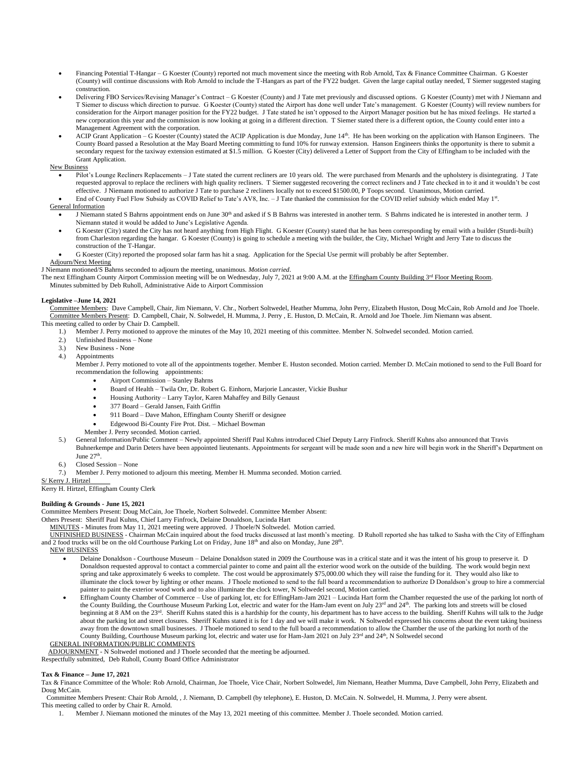- Financing Potential T-Hangar – G Koester (County) reported not much movement since the meeting with Rob Arnold, Tax & Finance Committee Chairman. G Koester (County) will continue discussions with Rob Arnold to include the T-Hangars as part of the FY22 budget. Given the large capital outlay needed, T Siemer suggested staging construction.
- Delivering FBO Services/Revising Manager's Contract – G Koester (County) and J Tate met previously and discussed options. G Koester (County) met with J Niemann and T Siemer to discuss which direction to pursue. G Koester (County) stated the Airport has done well under Tate's management. G Koester (County) will review numbers for consideration for the Airport manager position for the FY22 budget. J Tate stated he isn't opposed to the Airport Manager position but he has mixed feelings. He started a new corporation this year and the commission is now looking at going in a different direction. T Siemer stated there is a different option, the County could enter into a Management Agreement with the corporation.
- ACIP Grant Application – G Koester (County) stated the ACIP Application is due Monday, June 14th. He has been working on the application with Hanson Engineers. The County Board passed a Resolution at the May Board Meeting committing to fund 10% for runway extension. Hanson Engineers thinks the opportunity is there to submit a secondary request for the taxiway extension estimated at $1.5 million. G Koester (City) delivered a Letter of Support from the City of Effingham to be included with the Grant Application.

New Business

- Pilot's Lounge Recliners Replacements – J Tate stated the current recliners are 10 years old. The were purchased from Menards and the upholstery is disintegrating. J Tate requested approval to replace the recliners with high quality recliners. T Siemer suggested recovering the correct recliners and J Tate checked in to it and it wouldn't be cost effective. J Niemann motioned to authorize J Tate to purchase 2 recliners locally not to exceed $1500.00, P Toops second. Unanimous, Motion carried.
- End of County Fuel Flow Subsidy as COVID Relief to Tate's AV8, Inc. – J Tate thanked the commission for the COVID relief subsidy which ended May 1st.

General Information

- J Niemann stated S Bahrns appointment ends on June 30th and asked if S B Bahrns was interested in another term. S Bahrns indicated he is interested in another term. J Niemann stated it would be added to June's Legislative Agenda.
- G Koester (City) stated the City has not heard anything from High Flight. G Koester (County) stated that he has been corresponding by email with a builder (Sturdi-built) from Charleston regarding the hangar. G Koester (County) is going to schedule a meeting with the builder, the City, Michael Wright and Jerry Tate to discuss the construction of the T-Hangar.
- G Koester (City) reported the proposed solar farm has hit a snag. Application for the Special Use permit will probably be after September.

Adjourn/Next Meeting

J Niemann motioned/S Bahrns seconded to adjourn the meeting, unanimous. *Motion carried*.

The next Effingham County Airport Commission meeting will be on Wednesday, July 7, 2021 at 9:00 A.M. at the Effingham County Building 3rd Floor Meeting Room.

Minutes submitted by Deb Ruholl, Administrative Aide to Airport Commission

**Legislative –June 14, 2021**

Committee Members: Dave Campbell, Chair, Jim Niemann, V. Chr., Norbert Soltwedel, Heather Mumma, John Perry, Elizabeth Huston, Doug McCain, Rob Arnold and Joe Thoele.
Committee Members Present: D. Campbell, Chair, N. Soltwedel, H. Mumma, J. Perry , E. Huston, D. McCain, R. Arnold and Joe Thoele. Jim Niemann was absent.

This meeting called to order by Chair D. Campbell.

1.) Member J. Perry motioned to approve the minutes of the May 10, 2021 meeting of this committee. Member N. Soltwedel seconded. Motion carried.
2.) Unfinished Business – None
3.) New Business - None
4.) Appointments

   Member J. Perry motioned to vote all of the appointments together. Member E. Huston seconded. Motion carried. Member D. McCain motioned to send to the Full Board for recommendation the following appointments:
   - Airport Commission – Stanley Bahrns
   - Board of Health – Twila Orr, Dr. Robert G. Einhorn, Marjorie Lancaster, Vickie Bushur
   - Housing Authority – Larry Taylor, Karen Mahaffey and Billy Genaust
   - 377 Board – Gerald Jansen, Faith Griffin
   - 911 Board – Dave Mahon, Effingham County Sheriff or designee
   - Edgewood Bi-County Fire Prot. Dist. – Michael Bowman

   Member J. Perry seconded. Motion carried.
5.) General Information/Public Comment – Newly appointed Sheriff Paul Kuhns introduced Chief Deputy Larry Finfrock. Sheriff Kuhns also announced that Travis Buhnerkempe and Darin Deters have been appointed lieutenants. Appointments for sergeant will be made soon and a new hire will begin work in the Sheriff's Department on June 27th.
6.) Closed Session – None
7.) Member J. Perry motioned to adjourn this meeting. Member H. Mumma seconded. Motion carried.

S/ Kerry J. Hirtzel
Kerry H. Hirtzel, Effingham County Clerk

**Building & Grounds - June 15, 2021**

Committee Members Present: Doug McCain, Joe Thoele, Norbert Soltwedel. Committee Member Absent:
Others Present: Sheriff Paul Kuhns, Chief Larry Finfrock, Delaine Donaldson, Lucinda Hart

MINUTES - Minutes from May 11, 2021 meeting were approved. J Thoele/N Soltwedel. Motion carried.

UNFINISHED BUSINESS - Chairman McCain inquired about the food trucks discussed at last month's meeting. D Ruholl reported she has talked to Sasha with the City of Effingham and 2 food trucks will be on the old Courthouse Parking Lot on Friday, June 18th and also on Monday, June 28th.

NEW BUSINESS

- Delaine Donaldson - Courthouse Museum – Delaine Donaldson stated in 2009 the Courthouse was in a critical state and it was the intent of his group to preserve it. D Donaldson requested approval to contact a commercial painter to come and paint all the exterior wood work on the outside of the building. The work would begin next spring and take approximately 6 weeks to complete. The cost would be approximately $75,000.00 which they will raise the funding for it. They would also like to illuminate the clock tower by lighting or other means. J Thoele motioned to send to the full board a recommendation to authorize D Donaldson's group to hire a commercial painter to paint the exterior wood work and to also illuminate the clock tower, N Soltwedel second, Motion carried.
- Effingham County Chamber of Commerce – Use of parking lot, etc for EffingHam-Jam 2021 – Lucinda Hart form the Chamber requested the use of the parking lot north of the County Building, the Courthouse Museum Parking Lot, electric and water for the Ham-Jam event on July 23rd and 24th. The parking lots and streets will be closed beginning at 8 AM on the 23rd. Sheriff Kuhns stated this is a hardship for the county, his department has to have access to the building. Sheriff Kuhns will talk to the Judge about the parking lot and street closures. Sheriff Kuhns stated it is for 1 day and we will make it work. N Soltwedel expressed his concerns about the event taking business away from the downtown small businesses. J Thoele motioned to send to the full board a recommendation to allow the Chamber the use of the parking lot north of the County Building, Courthouse Museum parking lot, electric and water use for Ham-Jam 2021 on July 23rd and 24th, N Soltwedel second

GENERAL INFORMATION/PUBLIC COMMENTS

ADJOURNMENT - N Soltwedel motioned and J Thoele seconded that the meeting be adjourned.

Respectfully submitted, Deb Ruholl, County Board Office Administrator

**Tax & Finance – June 17, 2021**

Tax & Finance Committee of the Whole: Rob Arnold, Chairman, Joe Thoele, Vice Chair, Norbert Soltwedel, Jim Niemann, Heather Mumma, Dave Campbell, John Perry, Elizabeth and Doug McCain.

Committee Members Present: Chair Rob Arnold, , J. Niemann, D. Campbell (by telephone), E. Huston, D. McCain. N. Soltwedel, H. Mumma, J. Perry were absent.

This meeting called to order by Chair R. Arnold.

1. Member J. Niemann motioned the minutes of the May 13, 2021 meeting of this committee. Member J. Thoele seconded. Motion carried.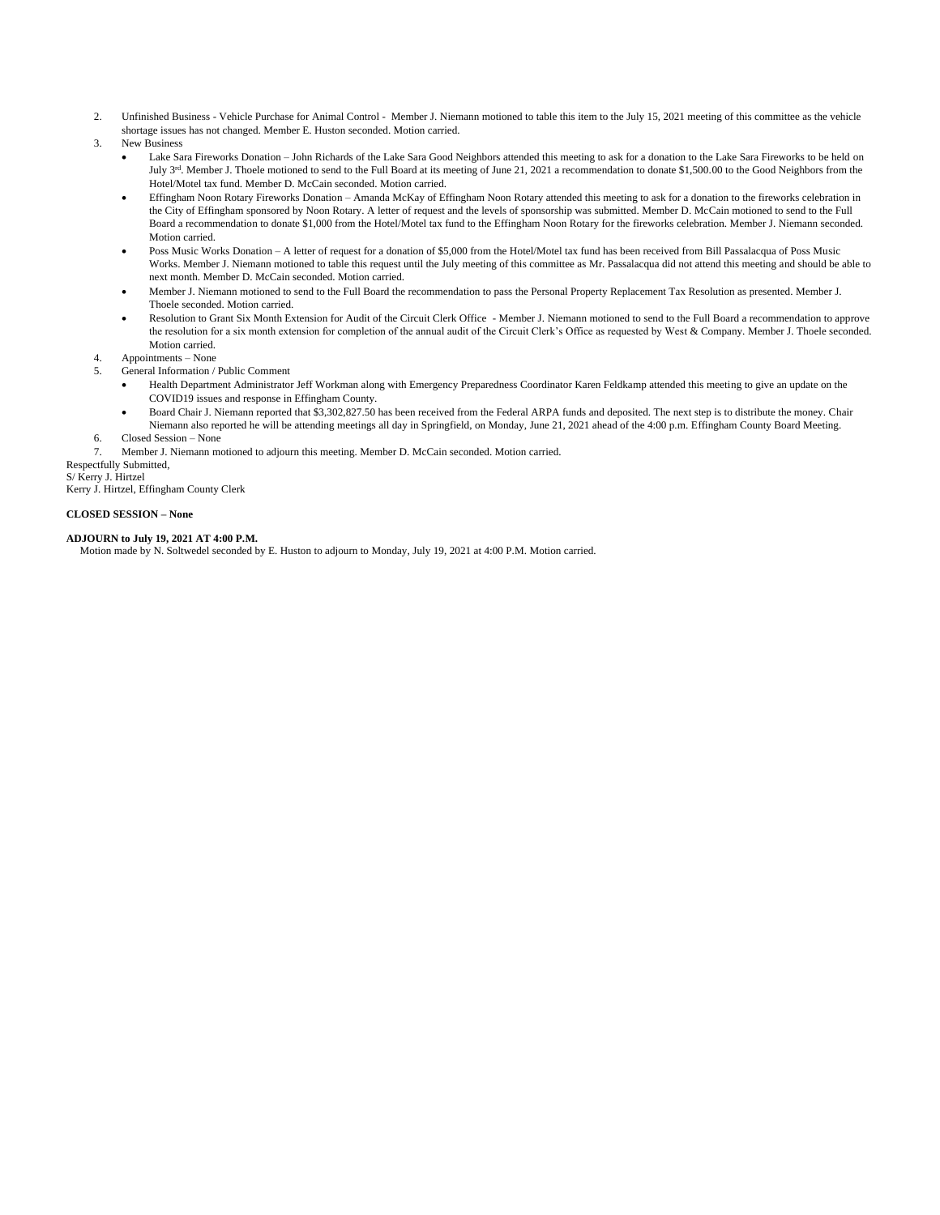2. Unfinished Business - Vehicle Purchase for Animal Control - Member J. Niemann motioned to table this item to the July 15, 2021 meeting of this committee as the vehicle shortage issues has not changed. Member E. Huston seconded. Motion carried.
3. New Business
   - Lake Sara Fireworks Donation – John Richards of the Lake Sara Good Neighbors attended this meeting to ask for a donation to the Lake Sara Fireworks to be held on July 3rd. Member J. Thoele motioned to send to the Full Board at its meeting of June 21, 2021 a recommendation to donate $1,500.00 to the Good Neighbors from the Hotel/Motel tax fund. Member D. McCain seconded. Motion carried.
   - Effingham Noon Rotary Fireworks Donation – Amanda McKay of Effingham Noon Rotary attended this meeting to ask for a donation to the fireworks celebration in the City of Effingham sponsored by Noon Rotary. A letter of request and the levels of sponsorship was submitted. Member D. McCain motioned to send to the Full Board a recommendation to donate $1,000 from the Hotel/Motel tax fund to the Effingham Noon Rotary for the fireworks celebration. Member J. Niemann seconded. Motion carried.
   - Poss Music Works Donation – A letter of request for a donation of $5,000 from the Hotel/Motel tax fund has been received from Bill Passalacqua of Poss Music Works. Member J. Niemann motioned to table this request until the July meeting of this committee as Mr. Passalacqua did not attend this meeting and should be able to next month. Member D. McCain seconded. Motion carried.
   - Member J. Niemann motioned to send to the Full Board the recommendation to pass the Personal Property Replacement Tax Resolution as presented. Member J. Thoele seconded. Motion carried.
   - Resolution to Grant Six Month Extension for Audit of the Circuit Clerk Office - Member J. Niemann motioned to send to the Full Board a recommendation to approve the resolution for a six month extension for completion of the annual audit of the Circuit Clerk's Office as requested by West & Company. Member J. Thoele seconded. Motion carried.
4. Appointments – None
5. General Information / Public Comment
   - Health Department Administrator Jeff Workman along with Emergency Preparedness Coordinator Karen Feldkamp attended this meeting to give an update on the COVID19 issues and response in Effingham County.
   - Board Chair J. Niemann reported that $3,302,827.50 has been received from the Federal ARPA funds and deposited. The next step is to distribute the money. Chair Niemann also reported he will be attending meetings all day in Springfield, on Monday, June 21, 2021 ahead of the 4:00 p.m. Effingham County Board Meeting.
6. Closed Session – None
7. Member J. Niemann motioned to adjourn this meeting. Member D. McCain seconded. Motion carried.

Respectfully Submitted,
S/ Kerry J. Hirtzel
Kerry J. Hirtzel, Effingham County Clerk

**CLOSED SESSION – None**

**ADJOURN to July 19, 2021 AT 4:00 P.M.**

Motion made by N. Soltwedel seconded by E. Huston to adjourn to Monday, July 19, 2021 at 4:00 P.M. Motion carried.